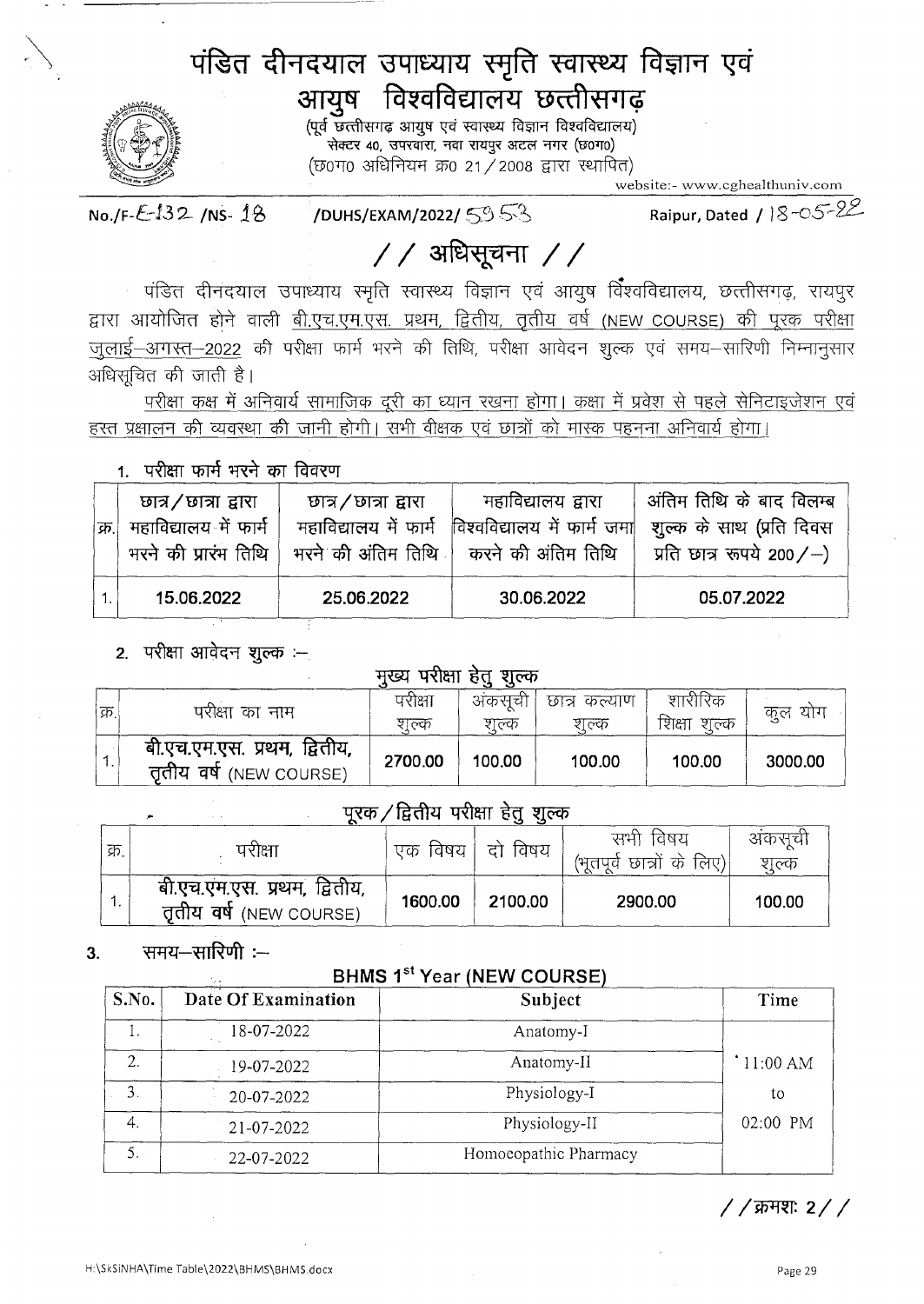# पंडित दीनदयाल उपाध्याय स्मृति स्वास्थ्य विज्ञान एवं आयुष विश्वविद्यालय छत्तीसगढ़

(पूर्व छत्तीसगढ़ आयुष एवं स्वास्थ्य विज्ञान विश्वविद्यालय)
सेक्टर 40, उपरवारा, नवा रायपुर अटल नगर (छ०ग०)
(छ०ग० अधिनियम क्र0 21/2008 द्वारा स्थापित)

website:- www.cghealthuniv.com

No./F-E-132 /NS- 18 /DUHS/EXAM/2022/ 5953 Raipur, Dated / 18-05-22

## // अधिसूचना //

पंडित दीनदयाल उपाध्याय स्मृति स्वास्थ्य विज्ञान एवं आयुष विश्वविद्यालय, छत्तीसगढ़, रायपुर द्वारा आयोजित होने वाली बी.एच.एम.एस. प्रथम, द्वितीय, तृतीय वर्ष (NEW COURSE) की पूरक परीक्षा जुलाई–अगस्त–2022 की परीक्षा फार्म भरने की तिथि, परीक्षा आवेदन शुल्क एवं समय–सारिणी निम्नानुसार अधिसूचित की जाती है।

परीक्षा कक्ष में अनिवार्य सामाजिक दूरी का ध्यान रखना होगा। कक्षा में प्रवेश से पहले सेनिटाइजेशन एवं हस्त प्रक्षालन की व्यवस्था की जानी होगी। सभी वीक्षक एवं छात्रों को मास्क पहनना अनिवार्य होगा।

1. परीक्षा फार्म भरने का विवरण

| क्र. | छात्र/छात्रा द्वारा महाविद्यालय में फार्म भरने की प्रारंभ तिथि | छात्र/छात्रा द्वारा महाविद्यालय में फार्म भरने की अंतिम तिथि | महाविद्यालय द्वारा विश्वविद्यालय में फार्म जमा करने की अंतिम तिथि | अंतिम तिथि के बाद विलम्ब शुल्क के साथ (प्रति दिवस प्रति छात्र रूपये 200/–) |
|---|---|---|---|---|
| 1. | 15.06.2022 | 25.06.2022 | 30.06.2022 | 05.07.2022 |

2. परीक्षा आवेदन शुल्क :–

मुख्य परीक्षा हेतु शुल्क

| क्र. | परीक्षा का नाम | परीक्षा शुल्क | अंकसूची शुल्क | छात्र कल्याण शुल्क | शारीरिक शिक्षा शुल्क | कुल योग |
|---|---|---|---|---|---|---|
| 1. | बी.एच.एम.एस. प्रथम, द्वितीय, तृतीय वर्ष (NEW COURSE) | 2700.00 | 100.00 | 100.00 | 100.00 | 3000.00 |

पूरक/द्वितीय परीक्षा हेतु शुल्क

| क्र. | परीक्षा | एक विषय | दो विषय | सभी विषय (भूतपूर्व छात्रों के लिए) | अंकसूची शुल्क |
|---|---|---|---|---|---|
| 1. | बी.एच.एम.एस. प्रथम, द्वितीय, तृतीय वर्ष (NEW COURSE) | 1600.00 | 2100.00 | 2900.00 | 100.00 |

3. समय–सारिणी :–

**BHMS 1st Year (NEW COURSE)**

| S.No. | Date Of Examination | Subject | Time |
|---|---|---|---|
| 1. | 18-07-2022 | Anatomy-I | 11:00 AM to 02:00 PM |
| 2. | 19-07-2022 | Anatomy-II | |
| 3. | 20-07-2022 | Physiology-I | |
| 4. | 21-07-2022 | Physiology-II | |
| 5. | 22-07-2022 | Homoeopathic Pharmacy | |

//क्रमशः 2//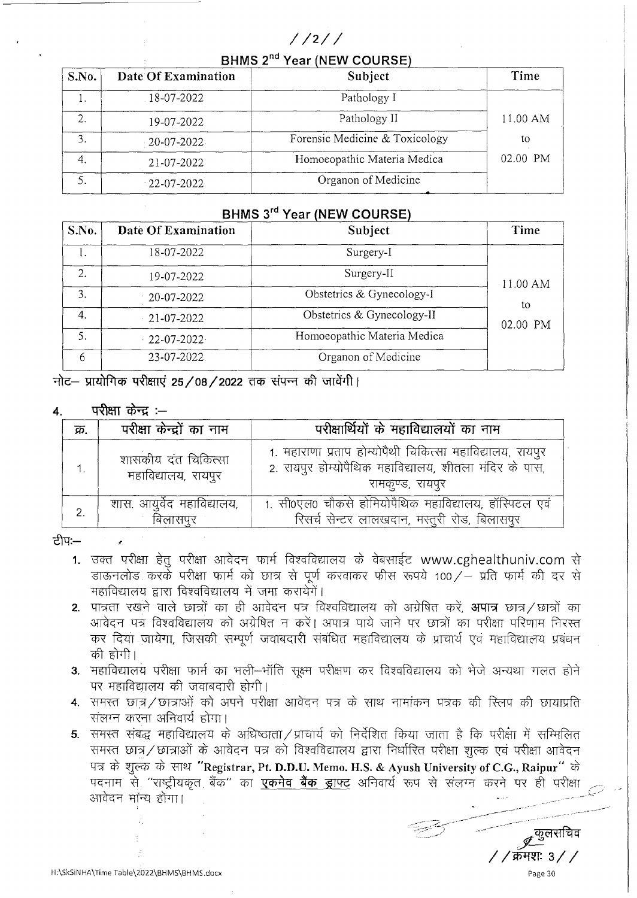## BHMS 2nd Year (NEW COURSE)

| S.No. | Date Of Examination | Subject | Time |
|---|---|---|---|
| 1. | 18-07-2022 | Pathology I | 11.00 AM to 02.00 PM |
| 2. | 19-07-2022 | Pathology II | |
| 3. | 20-07-2022 | Forensic Medicine & Toxicology | |
| 4. | 21-07-2022 | Homoeopathic Materia Medica | |
| 5. | 22-07-2022 | Organon of Medicine | |

## BHMS 3rd Year (NEW COURSE)

| S.No. | Date Of Examination | Subject | Time |
|---|---|---|---|
| 1. | 18-07-2022 | Surgery-I | 11.00 AM to 02.00 PM |
| 2. | 19-07-2022 | Surgery-II | |
| 3. | 20-07-2022 | Obstetrics & Gynecology-I | |
| 4. | 21-07-2022 | Obstetrics & Gynecology-II | |
| 5. | 22-07-2022 | Homoeopathic Materia Medica | |
| 6 | 23-07-2022 | Organon of Medicine | |

**नोट– प्रायोगिक परीक्षाएं 25/08/2022 तक संपन्न की जावेंगी।**

**4. परीक्षा केन्द्र :–**

| क्र. | परीक्षा केन्द्रों का नाम | परीक्षार्थियों के महाविद्यालयों का नाम |
|---|---|---|
| 1. | शासकीय दंत चिकित्सा महाविद्यालय, रायपुर | 1. महाराणा प्रताप होम्योपैथी चिकित्सा महाविद्यालय, रायपुर<br>2. रायपुर होम्योपैथिक महाविद्यालय, शीतला मंदिर के पास, रामकुण्ड, रायपुर |
| 2. | शास. आयुर्वेद महाविद्यालय, बिलासपुर | 1. सी0एल0 चौकसे होमियोपैथिक महाविद्यालय, हॉस्पिटल एवं रिसर्च सेन्टर लालखदान, मस्तुरी रोड, बिलासपुर |

टीप:–

1. उक्त परीक्षा हेतु परीक्षा आवेदन फार्म विश्वविद्यालय के वेबसाईट www.cghealthuniv.com से डाऊनलोड करके परीक्षा फार्म को छात्र से पूर्ण करवाकर फीस रूपये 100/– प्रति फार्म की दर से महाविद्यालय द्वारा विश्वविद्यालय में जमा करायेंगें।
2. पात्रता रखने वाले छात्रों का ही आवेदन पत्र विश्वविद्यालय को अग्रेषित करें, **अपात्र** छात्र/छात्रों का आवेदन पत्र विश्वविद्यालय को अग्रेषित न करें। अपात्र पाये जाने पर छात्रों का परीक्षा परिणाम निरस्त कर दिया जायेगा, जिसकी सम्पूर्ण जवाबदारी संबंधित महाविद्यालय के प्राचार्य एवं महाविद्यालय प्रबंधन की होगी।
3. महाविद्यालय परीक्षा फार्म का भली–भॉति सूक्ष्म परीक्षण कर विश्वविद्यालय को भेजे अन्यथा गलत होने पर महाविद्यालय की जवाबदारी होगी।
4. समस्त छात्र/छात्राओं को अपने परीक्षा आवेदन पत्र के साथ नामांकन पत्रक की स्लिप की छायाप्रति संलग्न करना अनिवार्य होगा।
5. समस्त संबद्ध महाविद्यालय के अधिष्ठाता/प्राचार्य को निर्देशित किया जाता है कि परीक्षा में सम्मिलित समस्त छात्र/छात्राओं के आवेदन पत्र को विश्वविद्यालय द्वारा निर्धारित परीक्षा शुल्क एवं परीक्षा आवेदन पत्र के शुल्क के साथ **"Registrar, Pt. D.D.U. Memo. H.S. & Ayush University of C.G., Raipur"** के पदनाम से "राष्ट्रीयकृत बैंक" का **एकमेव बैंक ड्राफ्ट** अनिवार्य रूप से संलग्न करने पर ही परीक्षा आवेदन मान्य होगा।

कुलसचिव

//क्रमशः 3//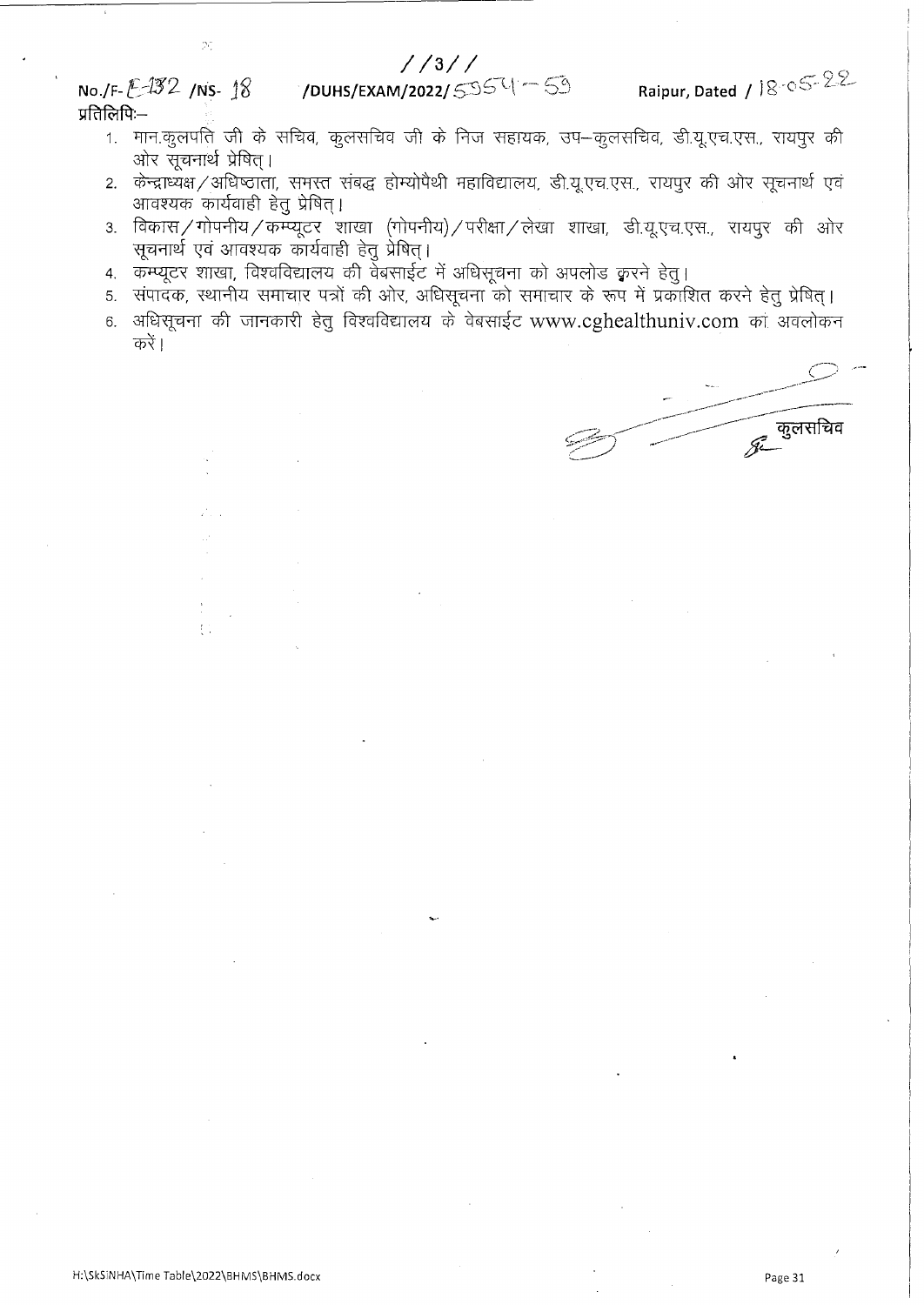No./F- E-132 /NS- 18 /DUHS/EXAM/2022/ 5554-59 Raipur, Dated / 18-05-22

प्रतिलिपिः–

1. मान.कुलपति जी के सचिव, कुलसचिव जी के निज सहायक, उप–कुलसचिव, डी.यू.एच.एस., रायपुर की ओर सूचनार्थ प्रेषित्।
2. केन्द्राध्यक्ष/अधिष्ठाता, समस्त संबद्ध होम्योपैथी महाविद्यालय, डी.यू.एच.एस., रायपुर की ओर सूचनार्थ एवं आवश्यक कार्यवाही हेतु प्रेषित्।
3. विकास/गोपनीय/कम्प्यूटर शाखा (गोपनीय)/परीक्षा/लेखा शाखा, डी.यू.एच.एस., रायपुर की ओर सूचनार्थ एवं आवश्यक कार्यवाही हेतु प्रेषित्।
4. कम्प्यूटर शाखा, विश्वविद्यालय की वेबसाईट में अधिसूचना को अपलोड करने हेतु।
5. संपादक, स्थानीय समाचार पत्रों की ओर, अधिसूचना को समाचार के रूप में प्रकाशित करने हेतु प्रेषित्।
6. अधिसूचना की जानकारी हेतु विश्वविद्यालय के वेबसाईट www.cghealthuniv.com का अवलोकन करें।

कुलसचिव

H:\SkSINHA\Time Table\2022\BHMS\BHMS.docx